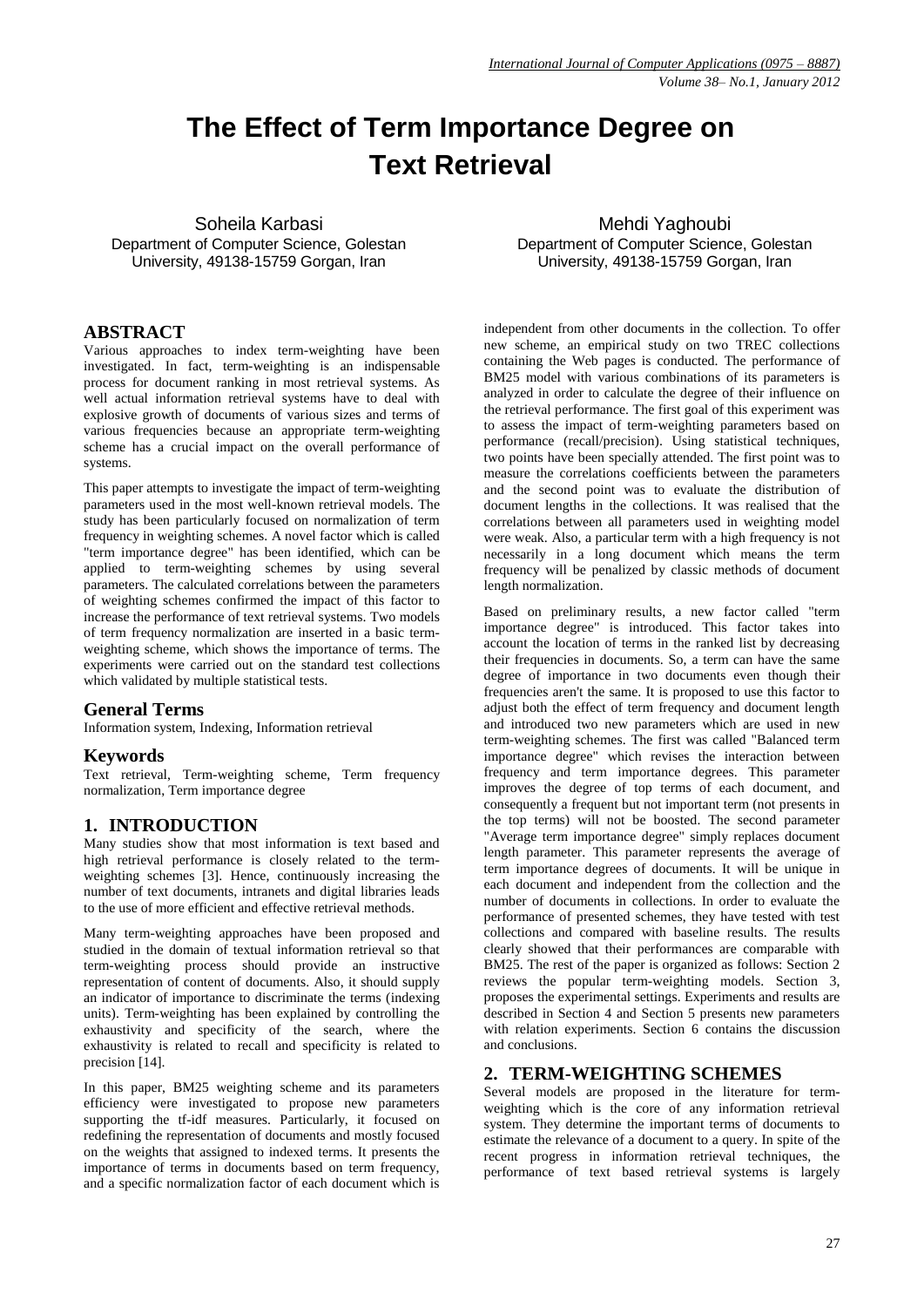# The Effect of Term Importance Degree on Text Retrieval

Soheila Karbasi
Department of Computer Science, Golestan University, 49138-15759 Gorgan, Iran

Mehdi Yaghoubi
Department of Computer Science, Golestan University, 49138-15759 Gorgan, Iran

## ABSTRACT

Various approaches to index term-weighting have been investigated. In fact, term-weighting is an indispensable process for document ranking in most retrieval systems. As well actual information retrieval systems have to deal with explosive growth of documents of various sizes and terms of various frequencies because an appropriate term-weighting scheme has a crucial impact on the overall performance of systems.

This paper attempts to investigate the impact of term-weighting parameters used in the most well-known retrieval models. The study has been particularly focused on normalization of term frequency in weighting schemes. A novel factor which is called "term importance degree" has been identified, which can be applied to term-weighting schemes by using several parameters. The calculated correlations between the parameters of weighting schemes confirmed the impact of this factor to increase the performance of text retrieval systems. Two models of term frequency normalization are inserted in a basic term-weighting scheme, which shows the importance of terms. The experiments were carried out on the standard test collections which validated by multiple statistical tests.

### General Terms

Information system, Indexing, Information retrieval

### Keywords

Text retrieval, Term-weighting scheme, Term frequency normalization, Term importance degree

## 1. INTRODUCTION

Many studies show that most information is text based and high retrieval performance is closely related to the term-weighting schemes [3]. Hence, continuously increasing the number of text documents, intranets and digital libraries leads to the use of more efficient and effective retrieval methods.

Many term-weighting approaches have been proposed and studied in the domain of textual information retrieval so that term-weighting process should provide an instructive representation of content of documents. Also, it should supply an indicator of importance to discriminate the terms (indexing units). Term-weighting has been explained by controlling the exhaustivity and specificity of the search, where the exhaustivity is related to recall and specificity is related to precision [14].

In this paper, BM25 weighting scheme and its parameters efficiency were investigated to propose new parameters supporting the tf-idf measures. Particularly, it focused on redefining the representation of documents and mostly focused on the weights that assigned to indexed terms. It presents the importance of terms in documents based on term frequency, and a specific normalization factor of each document which is independent from other documents in the collection. To offer new scheme, an empirical study on two TREC collections containing the Web pages is conducted. The performance of BM25 model with various combinations of its parameters is analyzed in order to calculate the degree of their influence on the retrieval performance. The first goal of this experiment was to assess the impact of term-weighting parameters based on performance (recall/precision). Using statistical techniques, two points have been specially attended. The first point was to measure the correlations coefficients between the parameters and the second point was to evaluate the distribution of document lengths in the collections. It was realised that the correlations between all parameters used in weighting model were weak. Also, a particular term with a high frequency is not necessarily in a long document which means the term frequency will be penalized by classic methods of document length normalization.

Based on preliminary results, a new factor called "term importance degree" is introduced. This factor takes into account the location of terms in the ranked list by decreasing their frequencies in documents. So, a term can have the same degree of importance in two documents even though their frequencies aren't the same. It is proposed to use this factor to adjust both the effect of term frequency and document length and introduced two new parameters which are used in new term-weighting schemes. The first was called "Balanced term importance degree" which revises the interaction between frequency and term importance degrees. This parameter improves the degree of top terms of each document, and consequently a frequent but not important term (not presents in the top terms) will not be boosted. The second parameter "Average term importance degree" simply replaces document length parameter. This parameter represents the average of term importance degrees of documents. It will be unique in each document and independent from the collection and the number of documents in collections. In order to evaluate the performance of presented schemes, they have tested with test collections and compared with baseline results. The results clearly showed that their performances are comparable with BM25. The rest of the paper is organized as follows: Section 2 reviews the popular term-weighting models. Section 3, proposes the experimental settings. Experiments and results are described in Section 4 and Section 5 presents new parameters with relation experiments. Section 6 contains the discussion and conclusions.

## 2. TERM-WEIGHTING SCHEMES

Several models are proposed in the literature for term-weighting which is the core of any information retrieval system. They determine the important terms of documents to estimate the relevance of a document to a query. In spite of the recent progress in information retrieval techniques, the performance of text based retrieval systems is largely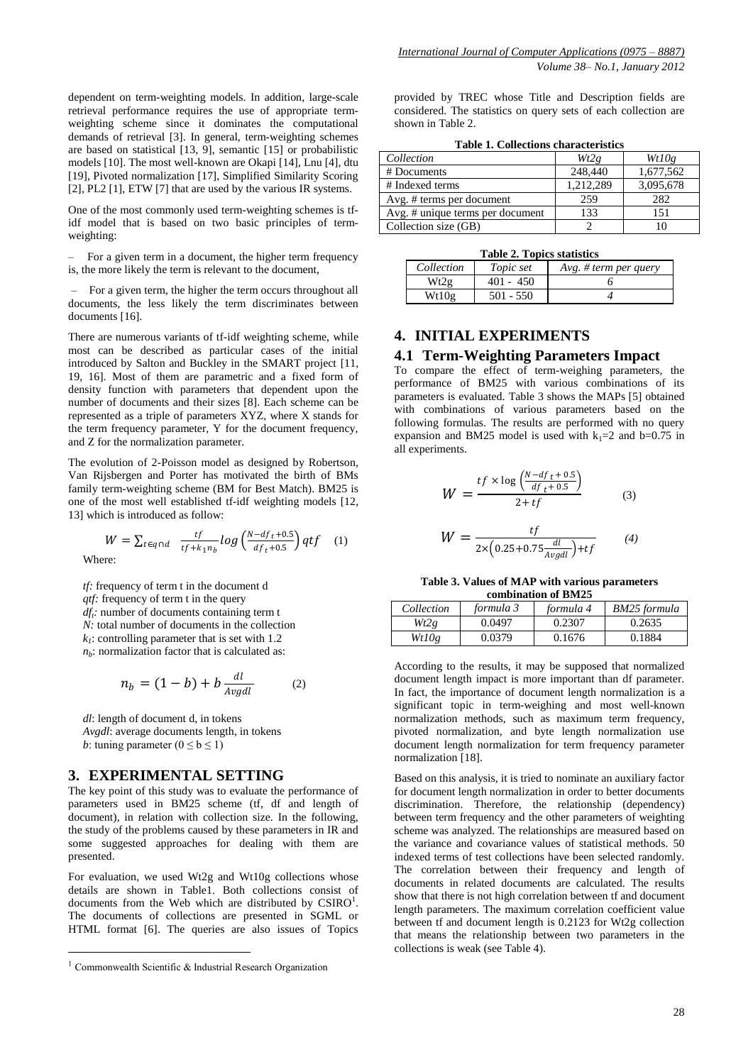dependent on term-weighting models. In addition, large-scale retrieval performance requires the use of appropriate term-weighting scheme since it dominates the computational demands of retrieval [3]. In general, term-weighting schemes are based on statistical [13, 9], semantic [15] or probabilistic models [10]. The most well-known are Okapi [14], Lnu [4], dtu [19], Pivoted normalization [17], Simplified Similarity Scoring [2], PL2 [1], ETW [7] that are used by the various IR systems.

One of the most commonly used term-weighting schemes is tf-idf model that is based on two basic principles of term-weighting:

– For a given term in a document, the higher term frequency is, the more likely the term is relevant to the document,

– For a given term, the higher the term occurs throughout all documents, the less likely the term discriminates between documents [16].

There are numerous variants of tf-idf weighting scheme, while most can be described as particular cases of the initial introduced by Salton and Buckley in the SMART project [11, 19, 16]. Most of them are parametric and a fixed form of density function with parameters that dependent upon the number of documents and their sizes [8]. Each scheme can be represented as a triple of parameters XYZ, where X stands for the term frequency parameter, Y for the document frequency, and Z for the normalization parameter.

The evolution of 2-Poisson model as designed by Robertson, Van Rijsbergen and Porter has motivated the birth of BMs family term-weighting scheme (BM for Best Match). BM25 is one of the most well established tf-idf weighting models [12, 13] which is introduced as follow:

$$W = \sum_{t \in q \cap d} \frac{tf}{tf + k_1 n_b} \log\left(\frac{N - df_t + 0.5}{df_t + 0.5}\right) qtf \quad (1)$$

Where:

*tf:* frequency of term t in the document d
*qtf:* frequency of term t in the query
$df_t$: number of documents containing term t
*N:* total number of documents in the collection
$k_1$: controlling parameter that is set with 1.2
$n_b$: normalization factor that is calculated as:

$$n_b = (1 - b) + b\,\frac{dl}{Avgdl} \quad (2)$$

*dl*: length of document d, in tokens
*Avgdl*: average documents length, in tokens
*b*: tuning parameter ($0 \le b \le 1$)

## 3. EXPERIMENTAL SETTING

The key point of this study was to evaluate the performance of parameters used in BM25 scheme (tf, df and length of document), in relation with collection size. In the following, the study of the problems caused by these parameters in IR and some suggested approaches for dealing with them are presented.

For evaluation, we used Wt2g and Wt10g collections whose details are shown in Table1. Both collections consist of documents from the Web which are distributed by CSIRO[1]. The documents of collections are presented in SGML or HTML format [6]. The queries are also issues of Topics provided by TREC whose Title and Description fields are considered. The statistics on query sets of each collection are shown in Table 2.

[1] Commonwealth Scientific & Industrial Research Organization

**Table 1. Collections characteristics**

| *Collection* | *Wt2g* | *Wt10g* |
|---|---|---|
| # Documents | 248,440 | 1,677,562 |
| # Indexed terms | 1,212,289 | 3,095,678 |
| Avg. # terms per document | 259 | 282 |
| Avg. # unique terms per document | 133 | 151 |
| Collection size (GB) | 2 | 10 |

**Table 2. Topics statistics**

| *Collection* | *Topic set* | *Avg. # term per query* |
|---|---|---|
| Wt2g | 401 - 450 | 6 |
| Wt10g | 501 - 550 | 4 |

## 4. INITIAL EXPERIMENTS

### 4.1 Term-Weighting Parameters Impact

To compare the effect of term-weighing parameters, the performance of BM25 with various combinations of its parameters is evaluated. Table 3 shows the MAPs [5] obtained with combinations of various parameters based on the following formulas. The results are performed with no query expansion and BM25 model is used with $k_1$=2 and b=0.75 in all experiments.

$$W = \frac{tf \times \log\left(\frac{N - df_t + 0.5}{df_t + 0.5}\right)}{2 + tf} \quad (3)$$

$$W = \frac{tf}{2 \times \left(0.25 + 0.75\frac{dl}{Avgdl}\right) + tf} \quad (4)$$

**Table 3. Values of MAP with various parameters combination of BM25**

| *Collection* | *formula 3* | *formula 4* | *BM25 formula* |
|---|---|---|---|
| *Wt2g* | 0.0497 | 0.2307 | 0.2635 |
| *Wt10g* | 0.0379 | 0.1676 | 0.1884 |

According to the results, it may be supposed that normalized document length impact is more important than df parameter. In fact, the importance of document length normalization is a significant topic in term-weighing and most well-known normalization methods, such as maximum term frequency, pivoted normalization, and byte length normalization use document length normalization for term frequency parameter normalization [18].

Based on this analysis, it is tried to nominate an auxiliary factor for document length normalization in order to better documents discrimination. Therefore, the relationship (dependency) between term frequency and the other parameters of weighting scheme was analyzed. The relationships are measured based on the variance and covariance values of statistical methods. 50 indexed terms of test collections have been selected randomly. The correlation between their frequency and length of documents in related documents are calculated. The results show that there is not high correlation between tf and document length parameters. The maximum correlation coefficient value between tf and document length is 0.2123 for Wt2g collection that means the relationship between two parameters in the collections is weak (see Table 4).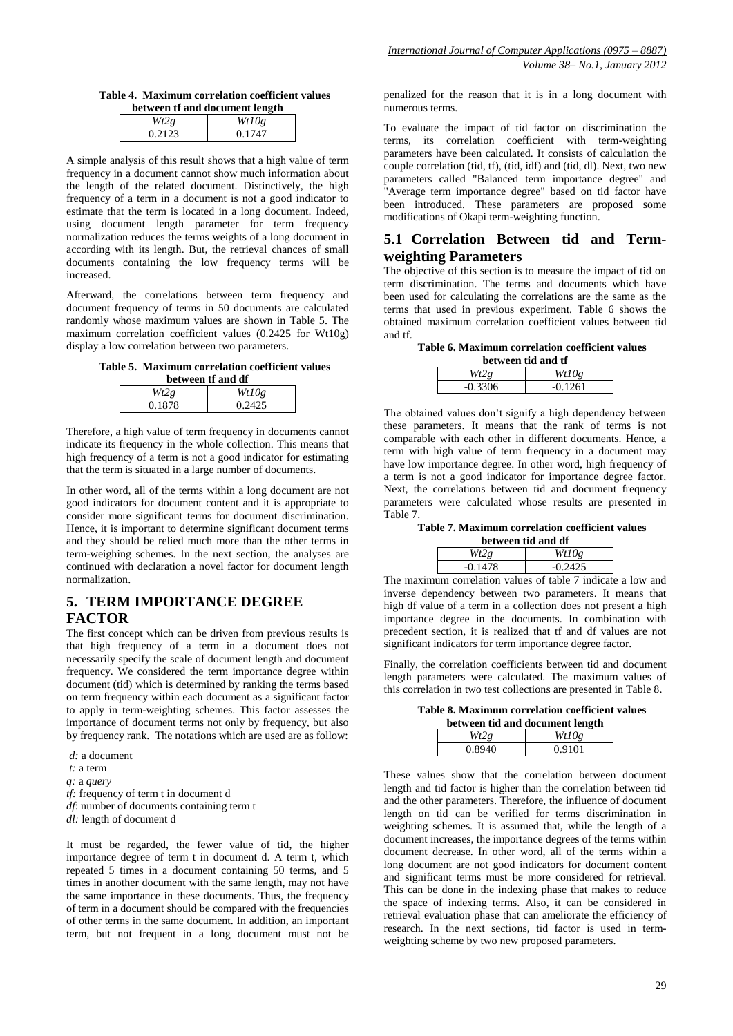**Table 4. Maximum correlation coefficient values between tf and document length**

| *Wt2g* | *Wt10g* |
|---|---|
| 0.2123 | 0.1747 |

A simple analysis of this result shows that a high value of term frequency in a document cannot show much information about the length of the related document. Distinctively, the high frequency of a term in a document is not a good indicator to estimate that the term is located in a long document. Indeed, using document length parameter for term frequency normalization reduces the terms weights of a long document in according with its length. But, the retrieval chances of small documents containing the low frequency terms will be increased.

Afterward, the correlations between term frequency and document frequency of terms in 50 documents are calculated randomly whose maximum values are shown in Table 5. The maximum correlation coefficient values (0.2425 for Wt10g) display a low correlation between two parameters.

**Table 5. Maximum correlation coefficient values between tf and df**

| *Wt2g* | *Wt10g* |
|---|---|
| 0.1878 | 0.2425 |

Therefore, a high value of term frequency in documents cannot indicate its frequency in the whole collection. This means that high frequency of a term is not a good indicator for estimating that the term is situated in a large number of documents.

In other word, all of the terms within a long document are not good indicators for document content and it is appropriate to consider more significant terms for document discrimination. Hence, it is important to determine significant document terms and they should be relied much more than the other terms in term-weighing schemes. In the next section, the analyses are continued with declaration a novel factor for document length normalization.

## 5. TERM IMPORTANCE DEGREE FACTOR

The first concept which can be driven from previous results is that high frequency of a term in a document does not necessarily specify the scale of document length and document frequency. We considered the term importance degree within document (tid) which is determined by ranking the terms based on term frequency within each document as a significant factor to apply in term-weighting schemes. This factor assesses the importance of document terms not only by frequency, but also by frequency rank. The notations which are used are as follow:

*d:* a document  
*t:* a term  
*q:* a *query*  
*tf*: frequency of term t in document d  
*df*: number of documents containing term t  
*dl:* length of document d

It must be regarded, the fewer value of tid, the higher importance degree of term t in document d. A term t, which repeated 5 times in a document containing 50 terms, and 5 times in another document with the same length, may not have the same importance in these documents. Thus, the frequency of term in a document should be compared with the frequencies of other terms in the same document. In addition, an important term, but not frequent in a long document must not be penalized for the reason that it is in a long document with numerous terms.

To evaluate the impact of tid factor on discrimination the terms, its correlation coefficient with term-weighting parameters have been calculated. It consists of calculation the couple correlation (tid, tf), (tid, idf) and (tid, dl). Next, two new parameters called "Balanced term importance degree" and "Average term importance degree" based on tid factor have been introduced. These parameters are proposed some modifications of Okapi term-weighting function.

### 5.1 Correlation Between tid and Term-weighting Parameters

The objective of this section is to measure the impact of tid on term discrimination. The terms and documents which have been used for calculating the correlations are the same as the terms that used in previous experiment. Table 6 shows the obtained maximum correlation coefficient values between tid and tf.

**Table 6. Maximum correlation coefficient values between tid and tf**

| *Wt2g* | *Wt10g* |
|---|---|
| -0.3306 | -0.1261 |

The obtained values don't signify a high dependency between these parameters. It means that the rank of terms is not comparable with each other in different documents. Hence, a term with high value of term frequency in a document may have low importance degree. In other word, high frequency of a term is not a good indicator for importance degree factor. Next, the correlations between tid and document frequency parameters were calculated whose results are presented in Table 7.

**Table 7. Maximum correlation coefficient values between tid and df**

| *Wt2g* | *Wt10g* |
|---|---|
| -0.1478 | -0.2425 |

The maximum correlation values of table 7 indicate a low and inverse dependency between two parameters. It means that high df value of a term in a collection does not present a high importance degree in the documents. In combination with precedent section, it is realized that tf and df values are not significant indicators for term importance degree factor.

Finally, the correlation coefficients between tid and document length parameters were calculated. The maximum values of this correlation in two test collections are presented in Table 8.

**Table 8. Maximum correlation coefficient values between tid and document length**

| *Wt2g* | *Wt10g* |
|---|---|
| 0.8940 | 0.9101 |

These values show that the correlation between document length and tid factor is higher than the correlation between tid and the other parameters. Therefore, the influence of document length on tid can be verified for terms discrimination in weighting schemes. It is assumed that, while the length of a document increases, the importance degrees of the terms within document decrease. In other word, all of the terms within a long document are not good indicators for document content and significant terms must be more considered for retrieval. This can be done in the indexing phase that makes to reduce the space of indexing terms. Also, it can be considered in retrieval evaluation phase that can ameliorate the efficiency of research. In the next sections, tid factor is used in term-weighting scheme by two new proposed parameters.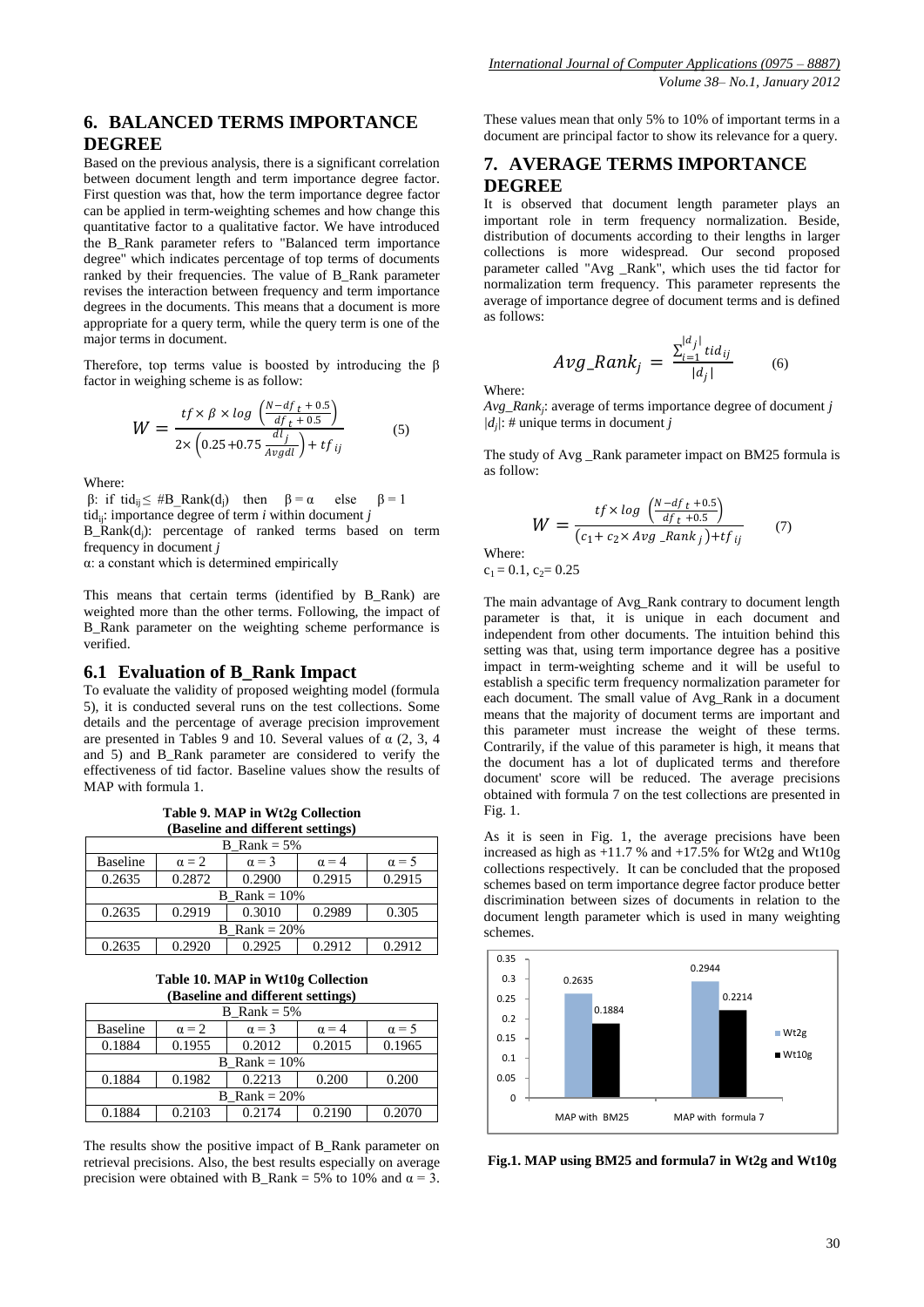## 6. BALANCED TERMS IMPORTANCE DEGREE

Based on the previous analysis, there is a significant correlation between document length and term importance degree factor. First question was that, how the term importance degree factor can be applied in term-weighting schemes and how change this quantitative factor to a qualitative factor. We have introduced the B_Rank parameter refers to "Balanced term importance degree" which indicates percentage of top terms of documents ranked by their frequencies. The value of B_Rank parameter revises the interaction between frequency and term importance degrees in the documents. This means that a document is more appropriate for a query term, while the query term is one of the major terms in document.

Therefore, top terms value is boosted by introducing the β factor in weighing scheme is as follow:

$$W = \frac{tf \times \beta \times \log\left(\frac{N - df_t + 0.5}{df_t + 0.5}\right)}{2 \times \left(0.25 + 0.75 \frac{dl_j}{Avgdl}\right) + tf_{ij}} \qquad (5)$$

Where:

β: if $tid_{ij} \leq$ #B_Rank($d_j$) then $\beta = \alpha$ else $\beta = 1$

$tid_{ij}$: importance degree of term *i* within document *j*

B_Rank($d_j$): percentage of ranked terms based on term frequency in document *j*

α: a constant which is determined empirically

This means that certain terms (identified by B_Rank) are weighted more than the other terms. Following, the impact of B_Rank parameter on the weighting scheme performance is verified.

### 6.1 Evaluation of B_Rank Impact

To evaluate the validity of proposed weighting model (formula 5), it is conducted several runs on the test collections. Some details and the percentage of average precision improvement are presented in Tables 9 and 10. Several values of α (2, 3, 4 and 5) and B_Rank parameter are considered to verify the effectiveness of tid factor. Baseline values show the results of MAP with formula 1.

**Table 9. MAP in Wt2g Collection (Baseline and different settings)**

| B_Rank = 5% | | | | |
|---|---|---|---|---|
| Baseline | α = 2 | α = 3 | α = 4 | α = 5 |
| 0.2635 | 0.2872 | 0.2900 | 0.2915 | 0.2915 |
| B_Rank = 10% | | | | |
| 0.2635 | 0.2919 | 0.3010 | 0.2989 | 0.305 |
| B_Rank = 20% | | | | |
| 0.2635 | 0.2920 | 0.2925 | 0.2912 | 0.2912 |

**Table 10. MAP in Wt10g Collection (Baseline and different settings)**

| B_Rank = 5% | | | | |
|---|---|---|---|---|
| Baseline | α = 2 | α = 3 | α = 4 | α = 5 |
| 0.1884 | 0.1955 | 0.2012 | 0.2015 | 0.1965 |
| B_Rank = 10% | | | | |
| 0.1884 | 0.1982 | 0.2213 | 0.200 | 0.200 |
| B_Rank = 20% | | | | |
| 0.1884 | 0.2103 | 0.2174 | 0.2190 | 0.2070 |

The results show the positive impact of B_Rank parameter on retrieval precisions. Also, the best results especially on average precision were obtained with B_Rank = 5% to 10% and α = 3. These values mean that only 5% to 10% of important terms in a document are principal factor to show its relevance for a query.

## 7. AVERAGE TERMS IMPORTANCE DEGREE

It is observed that document length parameter plays an important role in term frequency normalization. Beside, distribution of documents according to their lengths in larger collections is more widespread. Our second proposed parameter called "Avg _Rank", which uses the tid factor for normalization term frequency. This parameter represents the average of importance degree of document terms and is defined as follows:

$$Avg\_Rank_j = \frac{\sum_{i=1}^{|d_j|} tid_{ij}}{|d_j|} \qquad (6)$$

Where:

$Avg\_Rank_j$: average of terms importance degree of document *j*

$|d_j|$: # unique terms in document *j*

The study of Avg _Rank parameter impact on BM25 formula is as follow:

$$W = \frac{tf \times \log\left(\frac{N - df_t + 0.5}{df_t + 0.5}\right)}{\left(c_1 + c_2 \times Avg\_Rank_j\right) + tf_{ij}} \qquad (7)$$

Where:

$c_1 = 0.1$, $c_2 = 0.25$

The main advantage of Avg_Rank contrary to document length parameter is that, it is unique in each document and independent from other documents. The intuition behind this setting was that, using term importance degree has a positive impact in term-weighting scheme and it will be useful to establish a specific term frequency normalization parameter for each document. The small value of Avg_Rank in a document means that the majority of document terms are important and this parameter must increase the weight of these terms. Contrarily, if the value of this parameter is high, it means that the document has a lot of duplicated terms and therefore document' score will be reduced. The average precisions obtained with formula 7 on the test collections are presented in Fig. 1.

As it is seen in Fig. 1, the average precisions have been increased as high as +11.7 % and +17.5% for Wt2g and Wt10g collections respectively. It can be concluded that the proposed schemes based on term importance degree factor produce better discrimination between sizes of documents in relation to the document length parameter which is used in many weighting schemes.

| | Wt2g | Wt10g |
|---|---|---|
| MAP with BM25 | 0.2635 | 0.1884 |
| MAP with formula 7 | 0.2944 | 0.2214 |

**Fig.1. MAP using BM25 and formula7 in Wt2g and Wt10g**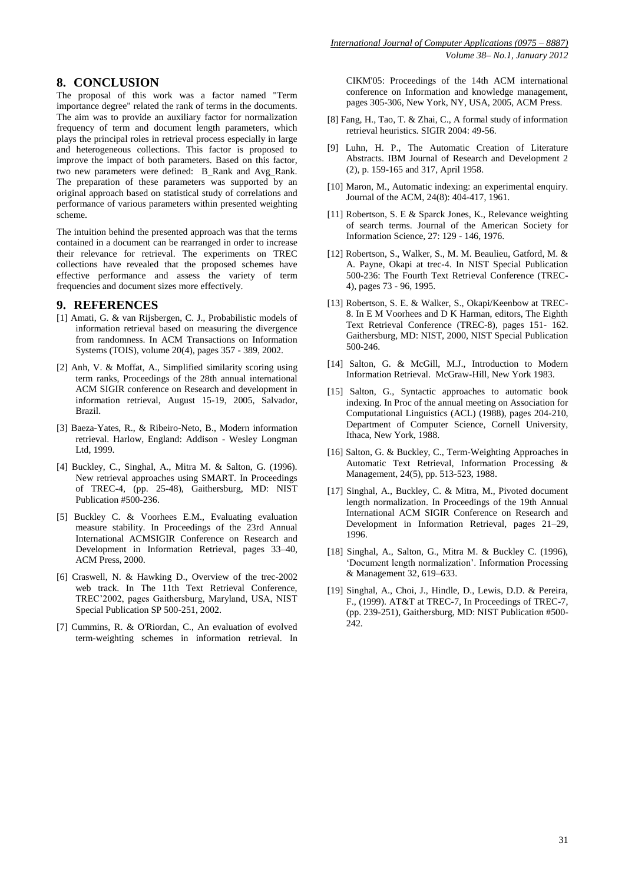## 8. CONCLUSION

The proposal of this work was a factor named "Term importance degree" related the rank of terms in the documents. The aim was to provide an auxiliary factor for normalization frequency of term and document length parameters, which plays the principal roles in retrieval process especially in large and heterogeneous collections. This factor is proposed to improve the impact of both parameters. Based on this factor, two new parameters were defined: B_Rank and Avg_Rank. The preparation of these parameters was supported by an original approach based on statistical study of correlations and performance of various parameters within presented weighting scheme.

The intuition behind the presented approach was that the terms contained in a document can be rearranged in order to increase their relevance for retrieval. The experiments on TREC collections have revealed that the proposed schemes have effective performance and assess the variety of term frequencies and document sizes more effectively.

## 9. REFERENCES

[1] Amati, G. & van Rijsbergen, C. J., Probabilistic models of information retrieval based on measuring the divergence from randomness. In ACM Transactions on Information Systems (TOIS), volume 20(4), pages 357 - 389, 2002.

[2] Anh, V. & Moffat, A., Simplified similarity scoring using term ranks, Proceedings of the 28th annual international ACM SIGIR conference on Research and development in information retrieval, August 15-19, 2005, Salvador, Brazil.

[3] Baeza-Yates, R., & Ribeiro-Neto, B., Modern information retrieval. Harlow, England: Addison - Wesley Longman Ltd, 1999.

[4] Buckley, C., Singhal, A., Mitra M. & Salton, G. (1996). New retrieval approaches using SMART. In Proceedings of TREC-4, (pp. 25-48), Gaithersburg, MD: NIST Publication #500-236.

[5] Buckley C. & Voorhees E.M., Evaluating evaluation measure stability. In Proceedings of the 23rd Annual International ACMSIGIR Conference on Research and Development in Information Retrieval, pages 33–40, ACM Press, 2000.

[6] Craswell, N. & Hawking D., Overview of the trec-2002 web track. In The 11th Text Retrieval Conference, TREC'2002, pages Gaithersburg, Maryland, USA, NIST Special Publication SP 500-251, 2002.

[7] Cummins, R. & O'Riordan, C., An evaluation of evolved term-weighting schemes in information retrieval. In CIKM'05: Proceedings of the 14th ACM international conference on Information and knowledge management, pages 305-306, New York, NY, USA, 2005, ACM Press.

[8] Fang, H., Tao, T. & Zhai, C., A formal study of information retrieval heuristics. SIGIR 2004: 49-56.

[9] Luhn, H. P., The Automatic Creation of Literature Abstracts. IBM Journal of Research and Development 2 (2), p. 159-165 and 317, April 1958.

[10] Maron, M., Automatic indexing: an experimental enquiry. Journal of the ACM, 24(8): 404-417, 1961.

[11] Robertson, S. E & Sparck Jones, K., Relevance weighting of search terms. Journal of the American Society for Information Science, 27: 129 - 146, 1976.

[12] Robertson, S., Walker, S., M. M. Beaulieu, Gatford, M. & A. Payne, Okapi at trec-4. In NIST Special Publication 500-236: The Fourth Text Retrieval Conference (TREC-4), pages 73 - 96, 1995.

[13] Robertson, S. E. & Walker, S., Okapi/Keenbow at TREC-8. In E M Voorhees and D K Harman, editors, The Eighth Text Retrieval Conference (TREC-8), pages 151- 162. Gaithersburg, MD: NIST, 2000, NIST Special Publication 500-246.

[14] Salton, G. & McGill, M.J., Introduction to Modern Information Retrieval. McGraw-Hill, New York 1983.

[15] Salton, G., Syntactic approaches to automatic book indexing. In Proc of the annual meeting on Association for Computational Linguistics (ACL) (1988), pages 204-210, Department of Computer Science, Cornell University, Ithaca, New York, 1988.

[16] Salton, G. & Buckley, C., Term-Weighting Approaches in Automatic Text Retrieval, Information Processing & Management, 24(5), pp. 513-523, 1988.

[17] Singhal, A., Buckley, C. & Mitra, M., Pivoted document length normalization. In Proceedings of the 19th Annual International ACM SIGIR Conference on Research and Development in Information Retrieval, pages 21–29, 1996.

[18] Singhal, A., Salton, G., Mitra M. & Buckley C. (1996), 'Document length normalization'. Information Processing & Management 32, 619–633.

[19] Singhal, A., Choi, J., Hindle, D., Lewis, D.D. & Pereira, F., (1999). AT&T at TREC-7, In Proceedings of TREC-7, (pp. 239-251), Gaithersburg, MD: NIST Publication #500-242.